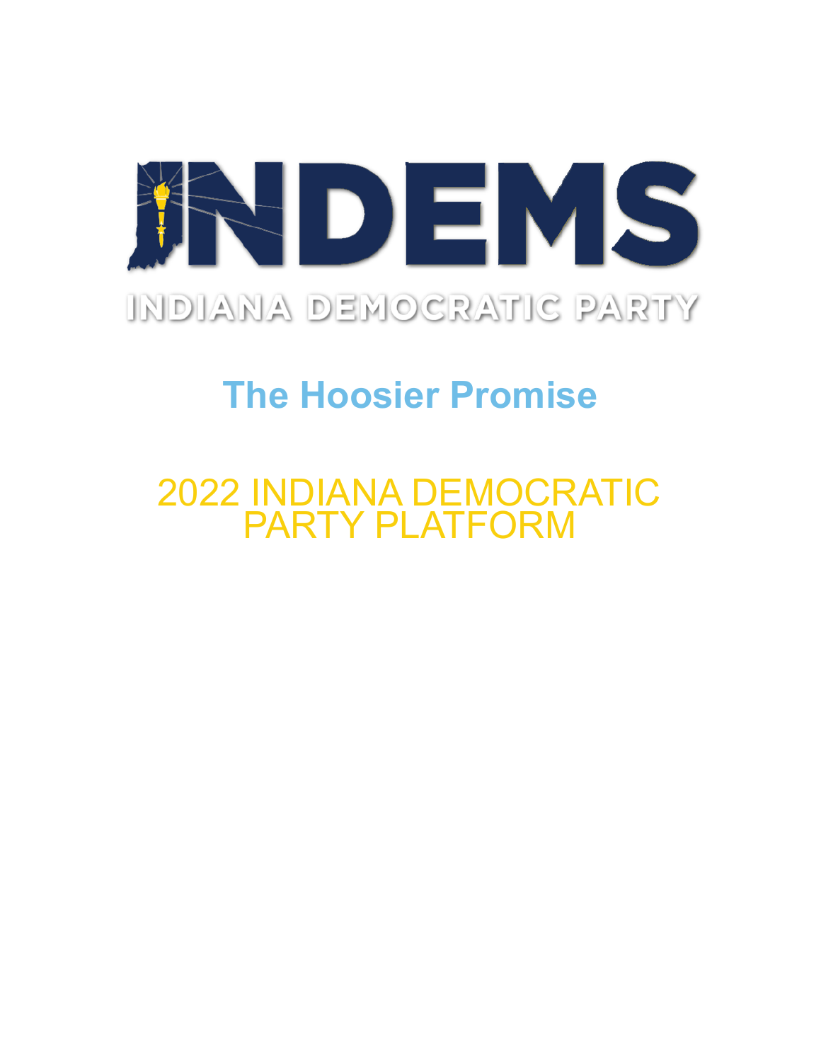# INDEMS

INDIANA DEMOCRATIC PARTY

## The Hoosier Promise

# 2022 INDIANA DEMOCRATIC PARTY PLATFORM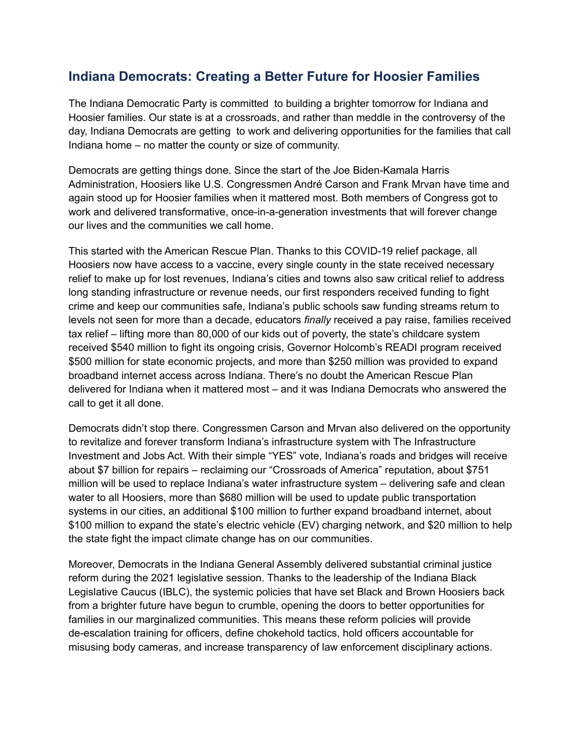## Indiana Democrats: Creating a Better Future for Hoosier Families

The Indiana Democratic Party is committed to building a brighter tomorrow for Indiana and Hoosier families. Our state is at a crossroads, and rather than meddle in the controversy of the day, Indiana Democrats are getting to work and delivering opportunities for the families that call Indiana home – no matter the county or size of community.

Democrats are getting things done. Since the start of the Joe Biden-Kamala Harris Administration, Hoosiers like U.S. Congressmen André Carson and Frank Mrvan have time and again stood up for Hoosier families when it mattered most. Both members of Congress got to work and delivered transformative, once-in-a-generation investments that will forever change our lives and the communities we call home.

This started with the American Rescue Plan. Thanks to this COVID-19 relief package, all Hoosiers now have access to a vaccine, every single county in the state received necessary relief to make up for lost revenues, Indiana's cities and towns also saw critical relief to address long standing infrastructure or revenue needs, our first responders received funding to fight crime and keep our communities safe, Indiana's public schools saw funding streams return to levels not seen for more than a decade, educators *finally* received a pay raise, families received tax relief – lifting more than 80,000 of our kids out of poverty, the state's childcare system received $540 million to fight its ongoing crisis, Governor Holcomb's READI program received $500 million for state economic projects, and more than $250 million was provided to expand broadband internet access across Indiana. There's no doubt the American Rescue Plan delivered for Indiana when it mattered most – and it was Indiana Democrats who answered the call to get it all done.

Democrats didn't stop there. Congressmen Carson and Mrvan also delivered on the opportunity to revitalize and forever transform Indiana's infrastructure system with The Infrastructure Investment and Jobs Act. With their simple "YES" vote, Indiana's roads and bridges will receive about $7 billion for repairs – reclaiming our "Crossroads of America" reputation, about $751 million will be used to replace Indiana's water infrastructure system – delivering safe and clean water to all Hoosiers, more than $680 million will be used to update public transportation systems in our cities, an additional $100 million to further expand broadband internet, about $100 million to expand the state's electric vehicle (EV) charging network, and $20 million to help the state fight the impact climate change has on our communities.

Moreover, Democrats in the Indiana General Assembly delivered substantial criminal justice reform during the 2021 legislative session. Thanks to the leadership of the Indiana Black Legislative Caucus (IBLC), the systemic policies that have set Black and Brown Hoosiers back from a brighter future have begun to crumble, opening the doors to better opportunities for families in our marginalized communities. This means these reform policies will provide de-escalation training for officers, define chokehold tactics, hold officers accountable for misusing body cameras, and increase transparency of law enforcement disciplinary actions.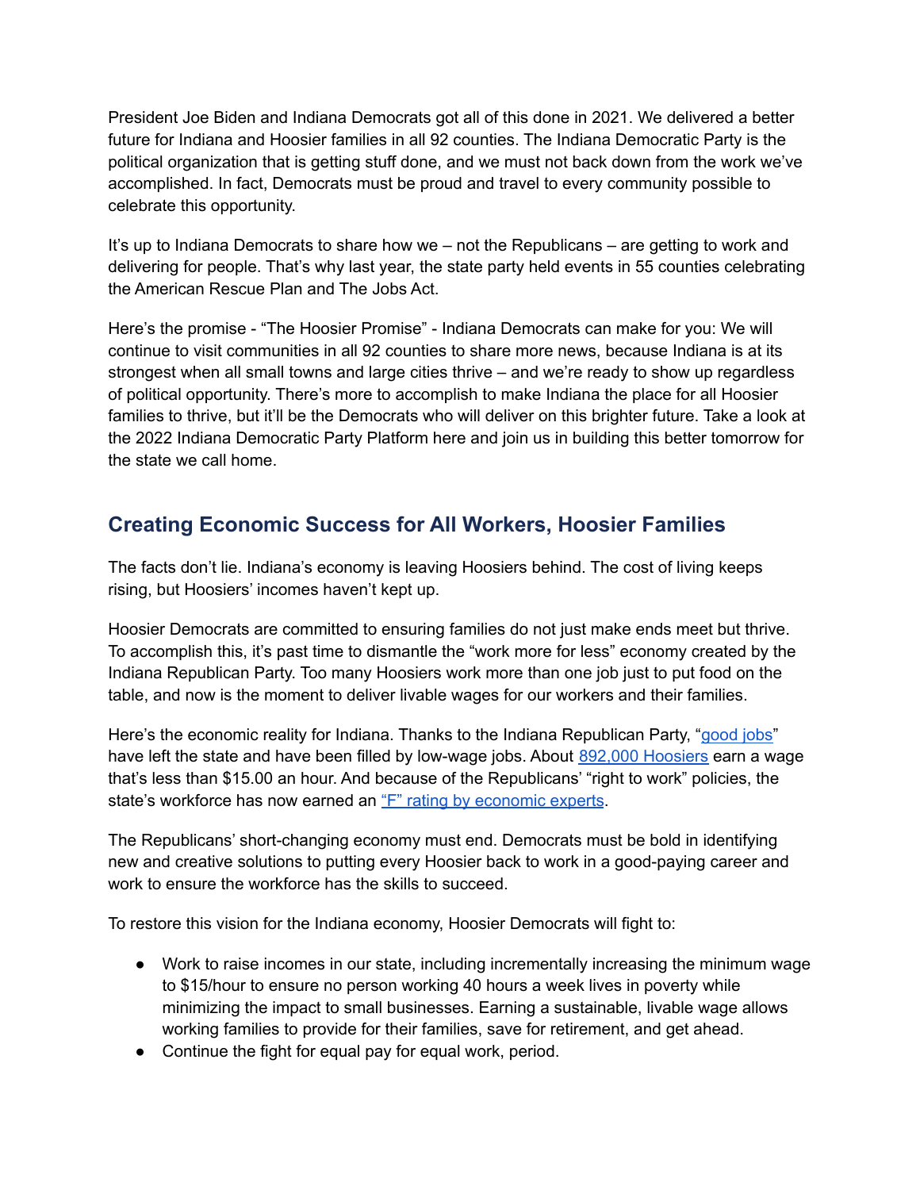President Joe Biden and Indiana Democrats got all of this done in 2021. We delivered a better future for Indiana and Hoosier families in all 92 counties. The Indiana Democratic Party is the political organization that is getting stuff done, and we must not back down from the work we've accomplished. In fact, Democrats must be proud and travel to every community possible to celebrate this opportunity.

It's up to Indiana Democrats to share how we – not the Republicans – are getting to work and delivering for people. That's why last year, the state party held events in 55 counties celebrating the American Rescue Plan and The Jobs Act.

Here's the promise - "The Hoosier Promise" - Indiana Democrats can make for you: We will continue to visit communities in all 92 counties to share more news, because Indiana is at its strongest when all small towns and large cities thrive – and we're ready to show up regardless of political opportunity. There's more to accomplish to make Indiana the place for all Hoosier families to thrive, but it'll be the Democrats who will deliver on this brighter future. Take a look at the 2022 Indiana Democratic Party Platform here and join us in building this better tomorrow for the state we call home.

## Creating Economic Success for All Workers, Hoosier Families

The facts don't lie. Indiana's economy is leaving Hoosiers behind. The cost of living keeps rising, but Hoosiers' incomes haven't kept up.

Hoosier Democrats are committed to ensuring families do not just make ends meet but thrive. To accomplish this, it's past time to dismantle the "work more for less" economy created by the Indiana Republican Party. Too many Hoosiers work more than one job just to put food on the table, and now is the moment to deliver livable wages for our workers and their families.

Here's the economic reality for Indiana. Thanks to the Indiana Republican Party, "good jobs" have left the state and have been filled by low-wage jobs. About 892,000 Hoosiers earn a wage that's less than $15.00 an hour. And because of the Republicans' "right to work" policies, the state's workforce has now earned an "F" rating by economic experts.

The Republicans' short-changing economy must end. Democrats must be bold in identifying new and creative solutions to putting every Hoosier back to work in a good-paying career and work to ensure the workforce has the skills to succeed.

To restore this vision for the Indiana economy, Hoosier Democrats will fight to:

- Work to raise incomes in our state, including incrementally increasing the minimum wage to $15/hour to ensure no person working 40 hours a week lives in poverty while minimizing the impact to small businesses. Earning a sustainable, livable wage allows working families to provide for their families, save for retirement, and get ahead.
- Continue the fight for equal pay for equal work, period.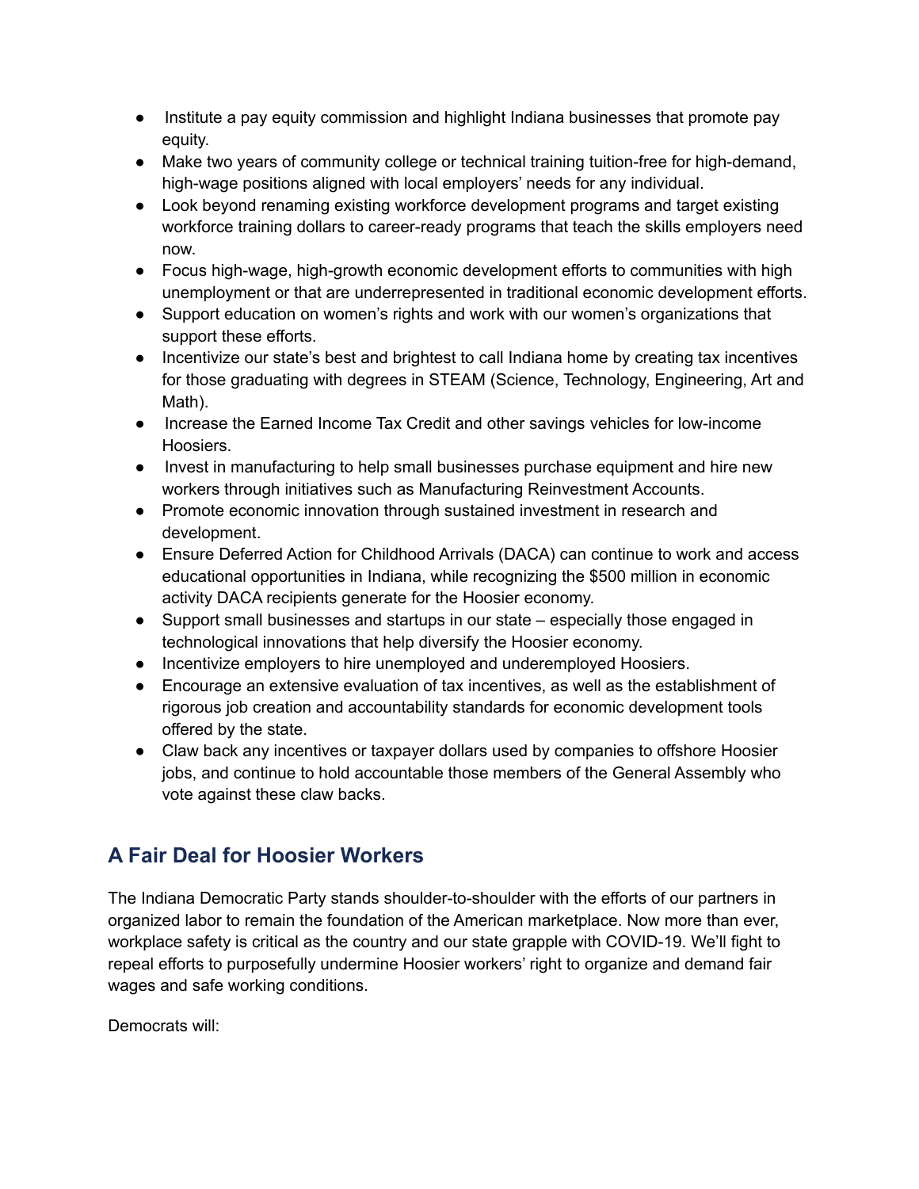- Institute a pay equity commission and highlight Indiana businesses that promote pay equity.
- Make two years of community college or technical training tuition-free for high-demand, high-wage positions aligned with local employers' needs for any individual.
- Look beyond renaming existing workforce development programs and target existing workforce training dollars to career-ready programs that teach the skills employers need now.
- Focus high-wage, high-growth economic development efforts to communities with high unemployment or that are underrepresented in traditional economic development efforts.
- Support education on women's rights and work with our women's organizations that support these efforts.
- Incentivize our state's best and brightest to call Indiana home by creating tax incentives for those graduating with degrees in STEAM (Science, Technology, Engineering, Art and Math).
- Increase the Earned Income Tax Credit and other savings vehicles for low-income Hoosiers.
- Invest in manufacturing to help small businesses purchase equipment and hire new workers through initiatives such as Manufacturing Reinvestment Accounts.
- Promote economic innovation through sustained investment in research and development.
- Ensure Deferred Action for Childhood Arrivals (DACA) can continue to work and access educational opportunities in Indiana, while recognizing the $500 million in economic activity DACA recipients generate for the Hoosier economy.
- Support small businesses and startups in our state – especially those engaged in technological innovations that help diversify the Hoosier economy.
- Incentivize employers to hire unemployed and underemployed Hoosiers.
- Encourage an extensive evaluation of tax incentives, as well as the establishment of rigorous job creation and accountability standards for economic development tools offered by the state.
- Claw back any incentives or taxpayer dollars used by companies to offshore Hoosier jobs, and continue to hold accountable those members of the General Assembly who vote against these claw backs.

## A Fair Deal for Hoosier Workers

The Indiana Democratic Party stands shoulder-to-shoulder with the efforts of our partners in organized labor to remain the foundation of the American marketplace. Now more than ever, workplace safety is critical as the country and our state grapple with COVID-19. We'll fight to repeal efforts to purposefully undermine Hoosier workers' right to organize and demand fair wages and safe working conditions.

Democrats will: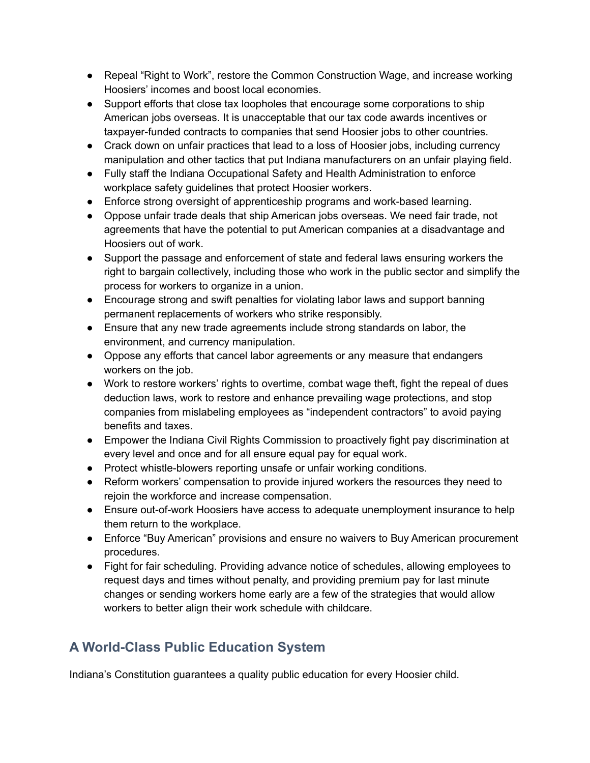- Repeal "Right to Work", restore the Common Construction Wage, and increase working Hoosiers' incomes and boost local economies.
- Support efforts that close tax loopholes that encourage some corporations to ship American jobs overseas. It is unacceptable that our tax code awards incentives or taxpayer-funded contracts to companies that send Hoosier jobs to other countries.
- Crack down on unfair practices that lead to a loss of Hoosier jobs, including currency manipulation and other tactics that put Indiana manufacturers on an unfair playing field.
- Fully staff the Indiana Occupational Safety and Health Administration to enforce workplace safety guidelines that protect Hoosier workers.
- Enforce strong oversight of apprenticeship programs and work-based learning.
- Oppose unfair trade deals that ship American jobs overseas. We need fair trade, not agreements that have the potential to put American companies at a disadvantage and Hoosiers out of work.
- Support the passage and enforcement of state and federal laws ensuring workers the right to bargain collectively, including those who work in the public sector and simplify the process for workers to organize in a union.
- Encourage strong and swift penalties for violating labor laws and support banning permanent replacements of workers who strike responsibly.
- Ensure that any new trade agreements include strong standards on labor, the environment, and currency manipulation.
- Oppose any efforts that cancel labor agreements or any measure that endangers workers on the job.
- Work to restore workers' rights to overtime, combat wage theft, fight the repeal of dues deduction laws, work to restore and enhance prevailing wage protections, and stop companies from mislabeling employees as "independent contractors" to avoid paying benefits and taxes.
- Empower the Indiana Civil Rights Commission to proactively fight pay discrimination at every level and once and for all ensure equal pay for equal work.
- Protect whistle-blowers reporting unsafe or unfair working conditions.
- Reform workers' compensation to provide injured workers the resources they need to rejoin the workforce and increase compensation.
- Ensure out-of-work Hoosiers have access to adequate unemployment insurance to help them return to the workplace.
- Enforce "Buy American" provisions and ensure no waivers to Buy American procurement procedures.
- Fight for fair scheduling. Providing advance notice of schedules, allowing employees to request days and times without penalty, and providing premium pay for last minute changes or sending workers home early are a few of the strategies that would allow workers to better align their work schedule with childcare.

## A World-Class Public Education System

Indiana's Constitution guarantees a quality public education for every Hoosier child.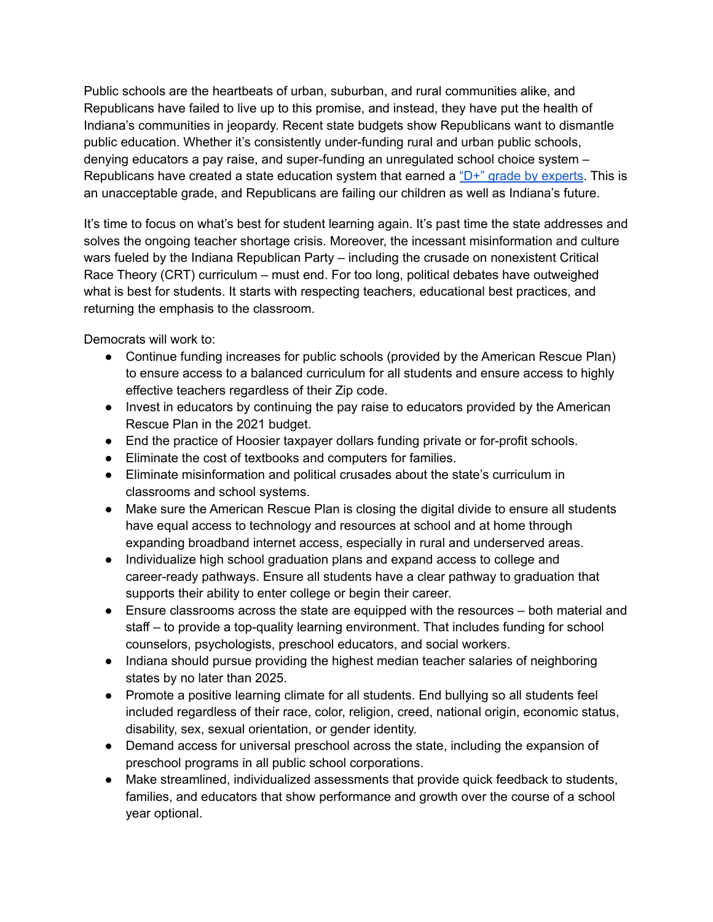Public schools are the heartbeats of urban, suburban, and rural communities alike, and Republicans have failed to live up to this promise, and instead, they have put the health of Indiana's communities in jeopardy. Recent state budgets show Republicans want to dismantle public education. Whether it's consistently under-funding rural and urban public schools, denying educators a pay raise, and super-funding an unregulated school choice system – Republicans have created a state education system that earned a "D+" grade by experts. This is an unacceptable grade, and Republicans are failing our children as well as Indiana's future.

It's time to focus on what's best for student learning again. It's past time the state addresses and solves the ongoing teacher shortage crisis. Moreover, the incessant misinformation and culture wars fueled by the Indiana Republican Party – including the crusade on nonexistent Critical Race Theory (CRT) curriculum – must end. For too long, political debates have outweighed what is best for students. It starts with respecting teachers, educational best practices, and returning the emphasis to the classroom.

Democrats will work to:

- Continue funding increases for public schools (provided by the American Rescue Plan) to ensure access to a balanced curriculum for all students and ensure access to highly effective teachers regardless of their Zip code.
- Invest in educators by continuing the pay raise to educators provided by the American Rescue Plan in the 2021 budget.
- End the practice of Hoosier taxpayer dollars funding private or for-profit schools.
- Eliminate the cost of textbooks and computers for families.
- Eliminate misinformation and political crusades about the state's curriculum in classrooms and school systems.
- Make sure the American Rescue Plan is closing the digital divide to ensure all students have equal access to technology and resources at school and at home through expanding broadband internet access, especially in rural and underserved areas.
- Individualize high school graduation plans and expand access to college and career-ready pathways. Ensure all students have a clear pathway to graduation that supports their ability to enter college or begin their career.
- Ensure classrooms across the state are equipped with the resources – both material and staff – to provide a top-quality learning environment. That includes funding for school counselors, psychologists, preschool educators, and social workers.
- Indiana should pursue providing the highest median teacher salaries of neighboring states by no later than 2025.
- Promote a positive learning climate for all students. End bullying so all students feel included regardless of their race, color, religion, creed, national origin, economic status, disability, sex, sexual orientation, or gender identity.
- Demand access for universal preschool across the state, including the expansion of preschool programs in all public school corporations.
- Make streamlined, individualized assessments that provide quick feedback to students, families, and educators that show performance and growth over the course of a school year optional.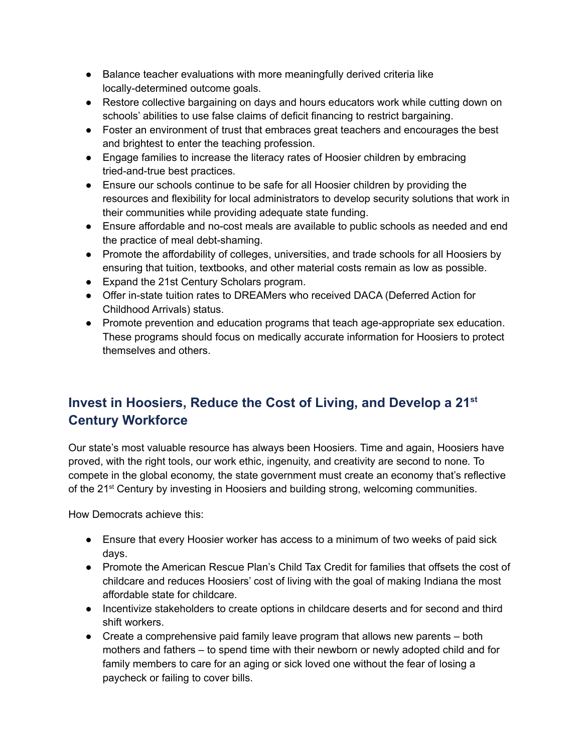- Balance teacher evaluations with more meaningfully derived criteria like locally-determined outcome goals.
- Restore collective bargaining on days and hours educators work while cutting down on schools' abilities to use false claims of deficit financing to restrict bargaining.
- Foster an environment of trust that embraces great teachers and encourages the best and brightest to enter the teaching profession.
- Engage families to increase the literacy rates of Hoosier children by embracing tried-and-true best practices.
- Ensure our schools continue to be safe for all Hoosier children by providing the resources and flexibility for local administrators to develop security solutions that work in their communities while providing adequate state funding.
- Ensure affordable and no-cost meals are available to public schools as needed and end the practice of meal debt-shaming.
- Promote the affordability of colleges, universities, and trade schools for all Hoosiers by ensuring that tuition, textbooks, and other material costs remain as low as possible.
- Expand the 21st Century Scholars program.
- Offer in-state tuition rates to DREAMers who received DACA (Deferred Action for Childhood Arrivals) status.
- Promote prevention and education programs that teach age-appropriate sex education. These programs should focus on medically accurate information for Hoosiers to protect themselves and others.

## Invest in Hoosiers, Reduce the Cost of Living, and Develop a 21st Century Workforce

Our state's most valuable resource has always been Hoosiers. Time and again, Hoosiers have proved, with the right tools, our work ethic, ingenuity, and creativity are second to none. To compete in the global economy, the state government must create an economy that's reflective of the 21st Century by investing in Hoosiers and building strong, welcoming communities.

How Democrats achieve this:

- Ensure that every Hoosier worker has access to a minimum of two weeks of paid sick days.
- Promote the American Rescue Plan's Child Tax Credit for families that offsets the cost of childcare and reduces Hoosiers' cost of living with the goal of making Indiana the most affordable state for childcare.
- Incentivize stakeholders to create options in childcare deserts and for second and third shift workers.
- Create a comprehensive paid family leave program that allows new parents – both mothers and fathers – to spend time with their newborn or newly adopted child and for family members to care for an aging or sick loved one without the fear of losing a paycheck or failing to cover bills.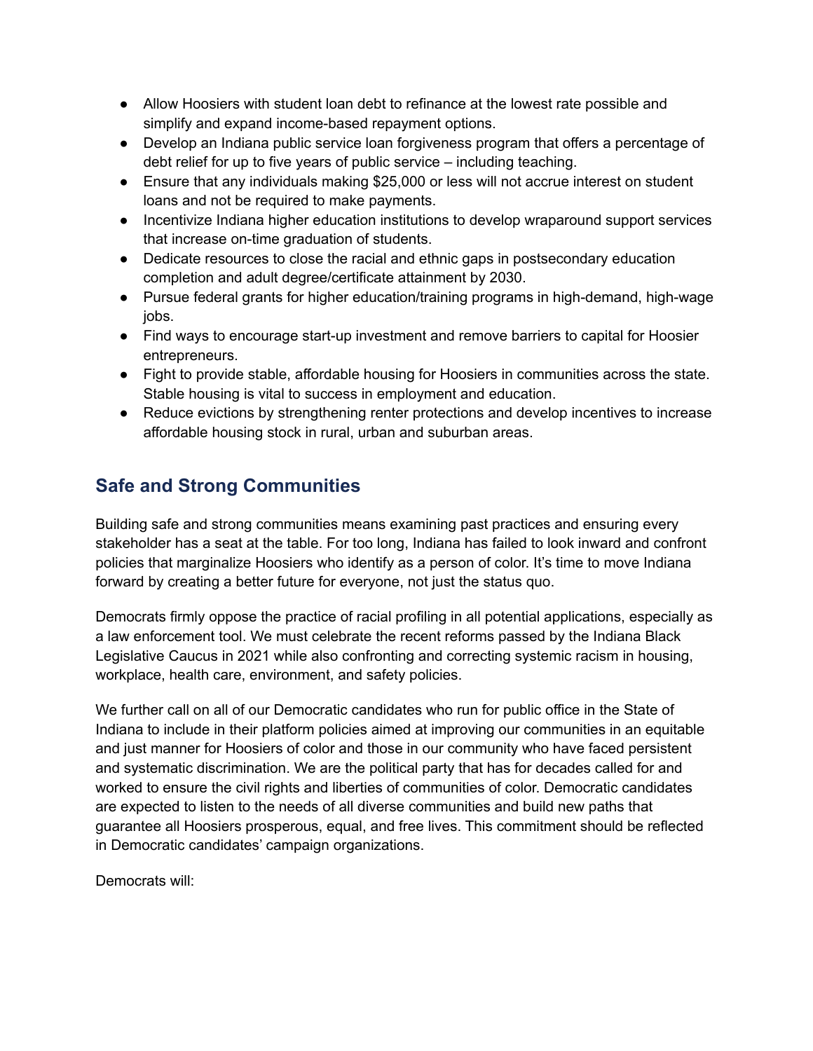- Allow Hoosiers with student loan debt to refinance at the lowest rate possible and simplify and expand income-based repayment options.
- Develop an Indiana public service loan forgiveness program that offers a percentage of debt relief for up to five years of public service – including teaching.
- Ensure that any individuals making $25,000 or less will not accrue interest on student loans and not be required to make payments.
- Incentivize Indiana higher education institutions to develop wraparound support services that increase on-time graduation of students.
- Dedicate resources to close the racial and ethnic gaps in postsecondary education completion and adult degree/certificate attainment by 2030.
- Pursue federal grants for higher education/training programs in high-demand, high-wage jobs.
- Find ways to encourage start-up investment and remove barriers to capital for Hoosier entrepreneurs.
- Fight to provide stable, affordable housing for Hoosiers in communities across the state. Stable housing is vital to success in employment and education.
- Reduce evictions by strengthening renter protections and develop incentives to increase affordable housing stock in rural, urban and suburban areas.

## Safe and Strong Communities

Building safe and strong communities means examining past practices and ensuring every stakeholder has a seat at the table. For too long, Indiana has failed to look inward and confront policies that marginalize Hoosiers who identify as a person of color. It's time to move Indiana forward by creating a better future for everyone, not just the status quo.

Democrats firmly oppose the practice of racial profiling in all potential applications, especially as a law enforcement tool. We must celebrate the recent reforms passed by the Indiana Black Legislative Caucus in 2021 while also confronting and correcting systemic racism in housing, workplace, health care, environment, and safety policies.

We further call on all of our Democratic candidates who run for public office in the State of Indiana to include in their platform policies aimed at improving our communities in an equitable and just manner for Hoosiers of color and those in our community who have faced persistent and systematic discrimination. We are the political party that has for decades called for and worked to ensure the civil rights and liberties of communities of color. Democratic candidates are expected to listen to the needs of all diverse communities and build new paths that guarantee all Hoosiers prosperous, equal, and free lives. This commitment should be reflected in Democratic candidates' campaign organizations.

Democrats will: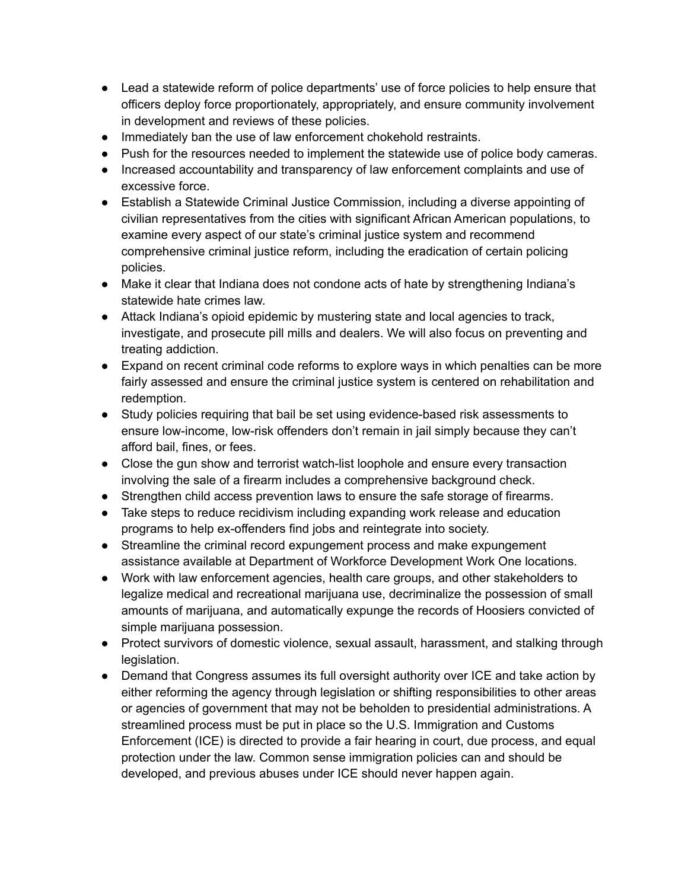- Lead a statewide reform of police departments' use of force policies to help ensure that officers deploy force proportionately, appropriately, and ensure community involvement in development and reviews of these policies.
- Immediately ban the use of law enforcement chokehold restraints.
- Push for the resources needed to implement the statewide use of police body cameras.
- Increased accountability and transparency of law enforcement complaints and use of excessive force.
- Establish a Statewide Criminal Justice Commission, including a diverse appointing of civilian representatives from the cities with significant African American populations, to examine every aspect of our state's criminal justice system and recommend comprehensive criminal justice reform, including the eradication of certain policing policies.
- Make it clear that Indiana does not condone acts of hate by strengthening Indiana's statewide hate crimes law.
- Attack Indiana's opioid epidemic by mustering state and local agencies to track, investigate, and prosecute pill mills and dealers. We will also focus on preventing and treating addiction.
- Expand on recent criminal code reforms to explore ways in which penalties can be more fairly assessed and ensure the criminal justice system is centered on rehabilitation and redemption.
- Study policies requiring that bail be set using evidence-based risk assessments to ensure low-income, low-risk offenders don't remain in jail simply because they can't afford bail, fines, or fees.
- Close the gun show and terrorist watch-list loophole and ensure every transaction involving the sale of a firearm includes a comprehensive background check.
- Strengthen child access prevention laws to ensure the safe storage of firearms.
- Take steps to reduce recidivism including expanding work release and education programs to help ex-offenders find jobs and reintegrate into society.
- Streamline the criminal record expungement process and make expungement assistance available at Department of Workforce Development Work One locations.
- Work with law enforcement agencies, health care groups, and other stakeholders to legalize medical and recreational marijuana use, decriminalize the possession of small amounts of marijuana, and automatically expunge the records of Hoosiers convicted of simple marijuana possession.
- Protect survivors of domestic violence, sexual assault, harassment, and stalking through legislation.
- Demand that Congress assumes its full oversight authority over ICE and take action by either reforming the agency through legislation or shifting responsibilities to other areas or agencies of government that may not be beholden to presidential administrations. A streamlined process must be put in place so the U.S. Immigration and Customs Enforcement (ICE) is directed to provide a fair hearing in court, due process, and equal protection under the law. Common sense immigration policies can and should be developed, and previous abuses under ICE should never happen again.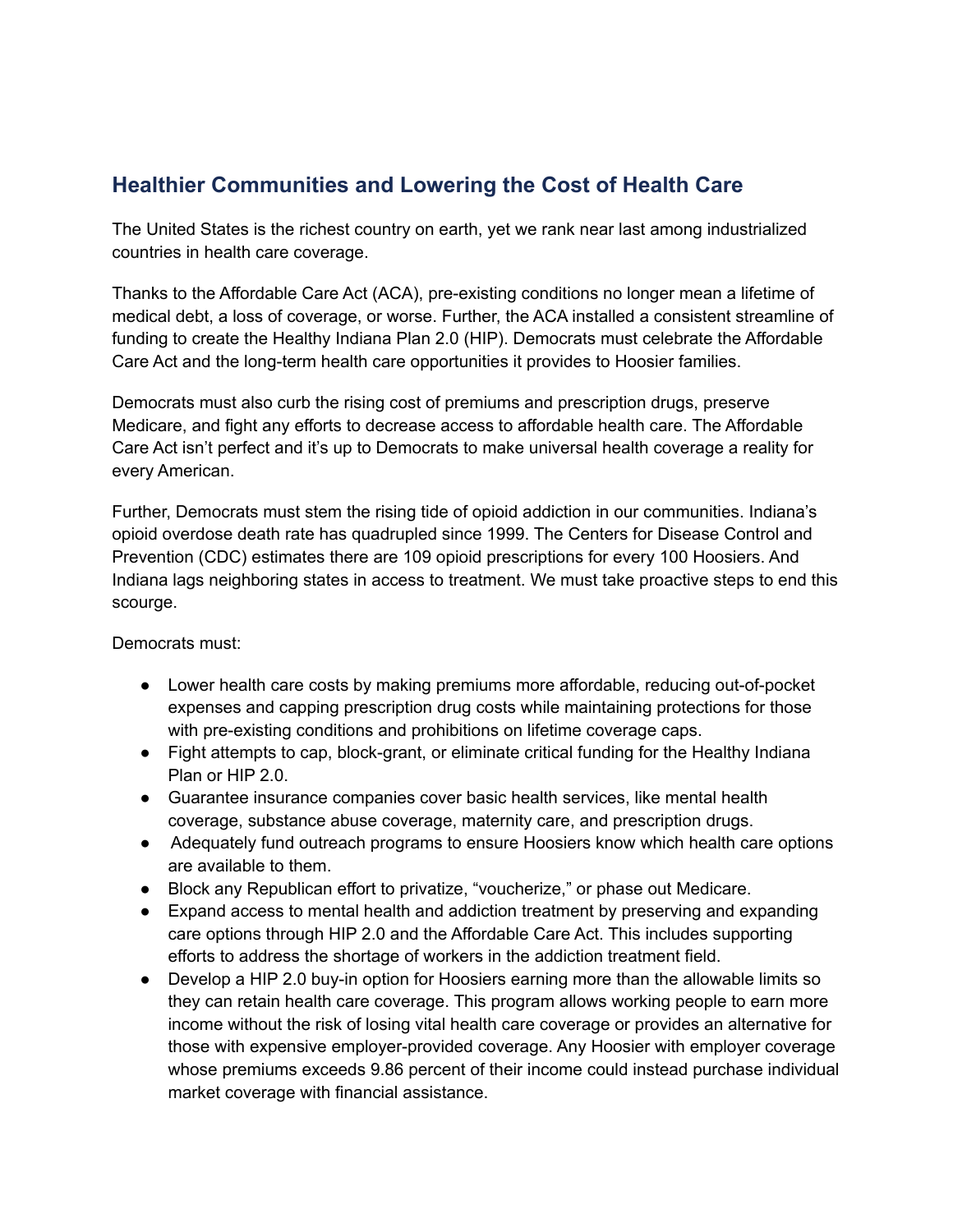## Healthier Communities and Lowering the Cost of Health Care

The United States is the richest country on earth, yet we rank near last among industrialized countries in health care coverage.

Thanks to the Affordable Care Act (ACA), pre-existing conditions no longer mean a lifetime of medical debt, a loss of coverage, or worse. Further, the ACA installed a consistent streamline of funding to create the Healthy Indiana Plan 2.0 (HIP). Democrats must celebrate the Affordable Care Act and the long-term health care opportunities it provides to Hoosier families.

Democrats must also curb the rising cost of premiums and prescription drugs, preserve Medicare, and fight any efforts to decrease access to affordable health care. The Affordable Care Act isn't perfect and it's up to Democrats to make universal health coverage a reality for every American.

Further, Democrats must stem the rising tide of opioid addiction in our communities. Indiana's opioid overdose death rate has quadrupled since 1999. The Centers for Disease Control and Prevention (CDC) estimates there are 109 opioid prescriptions for every 100 Hoosiers. And Indiana lags neighboring states in access to treatment. We must take proactive steps to end this scourge.

Democrats must:

- Lower health care costs by making premiums more affordable, reducing out-of-pocket expenses and capping prescription drug costs while maintaining protections for those with pre-existing conditions and prohibitions on lifetime coverage caps.
- Fight attempts to cap, block-grant, or eliminate critical funding for the Healthy Indiana Plan or HIP 2.0.
- Guarantee insurance companies cover basic health services, like mental health coverage, substance abuse coverage, maternity care, and prescription drugs.
- Adequately fund outreach programs to ensure Hoosiers know which health care options are available to them.
- Block any Republican effort to privatize, "voucherize," or phase out Medicare.
- Expand access to mental health and addiction treatment by preserving and expanding care options through HIP 2.0 and the Affordable Care Act. This includes supporting efforts to address the shortage of workers in the addiction treatment field.
- Develop a HIP 2.0 buy-in option for Hoosiers earning more than the allowable limits so they can retain health care coverage. This program allows working people to earn more income without the risk of losing vital health care coverage or provides an alternative for those with expensive employer-provided coverage. Any Hoosier with employer coverage whose premiums exceeds 9.86 percent of their income could instead purchase individual market coverage with financial assistance.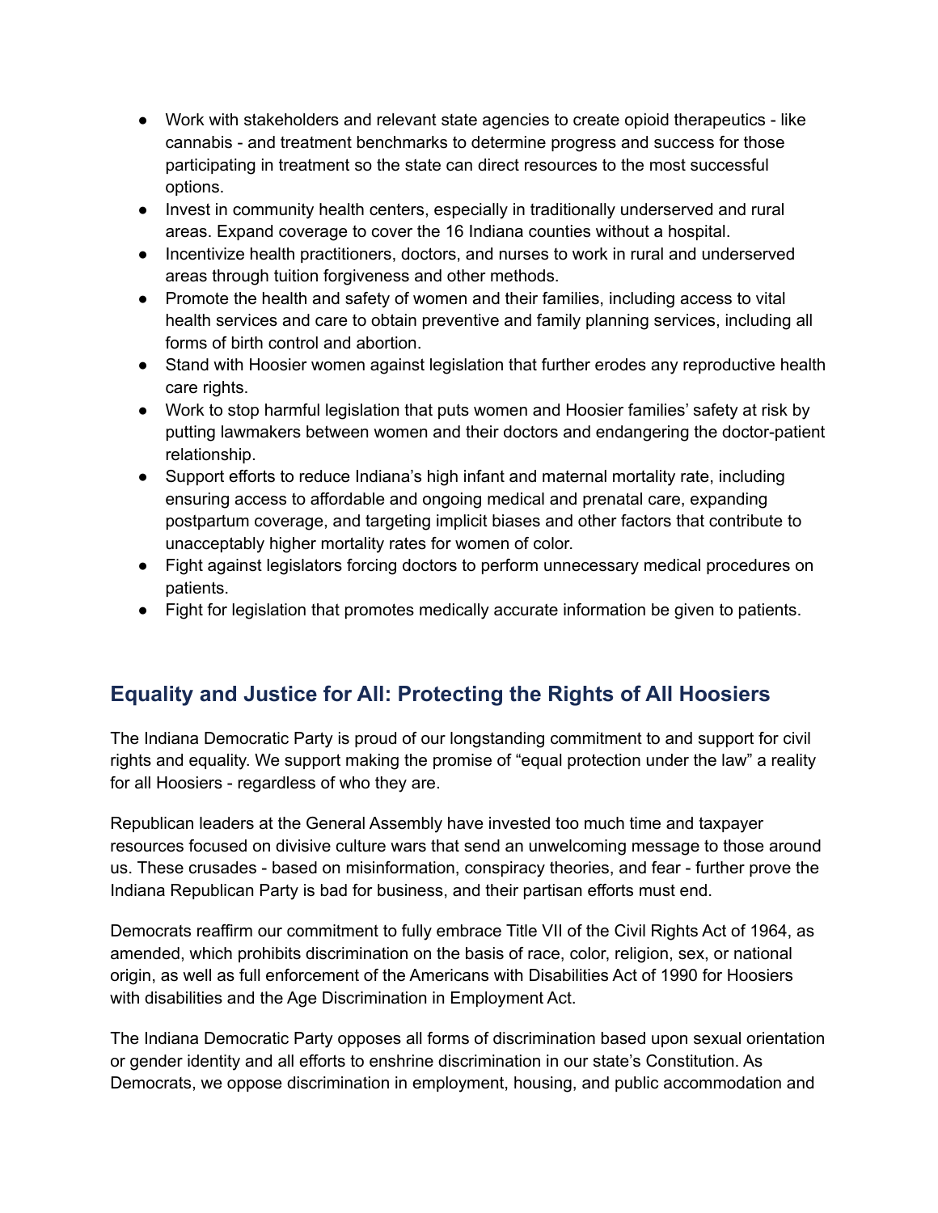- Work with stakeholders and relevant state agencies to create opioid therapeutics - like cannabis - and treatment benchmarks to determine progress and success for those participating in treatment so the state can direct resources to the most successful options.
- Invest in community health centers, especially in traditionally underserved and rural areas. Expand coverage to cover the 16 Indiana counties without a hospital.
- Incentivize health practitioners, doctors, and nurses to work in rural and underserved areas through tuition forgiveness and other methods.
- Promote the health and safety of women and their families, including access to vital health services and care to obtain preventive and family planning services, including all forms of birth control and abortion.
- Stand with Hoosier women against legislation that further erodes any reproductive health care rights.
- Work to stop harmful legislation that puts women and Hoosier families' safety at risk by putting lawmakers between women and their doctors and endangering the doctor-patient relationship.
- Support efforts to reduce Indiana's high infant and maternal mortality rate, including ensuring access to affordable and ongoing medical and prenatal care, expanding postpartum coverage, and targeting implicit biases and other factors that contribute to unacceptably higher mortality rates for women of color.
- Fight against legislators forcing doctors to perform unnecessary medical procedures on patients.
- Fight for legislation that promotes medically accurate information be given to patients.

## Equality and Justice for All: Protecting the Rights of All Hoosiers

The Indiana Democratic Party is proud of our longstanding commitment to and support for civil rights and equality. We support making the promise of "equal protection under the law" a reality for all Hoosiers - regardless of who they are.

Republican leaders at the General Assembly have invested too much time and taxpayer resources focused on divisive culture wars that send an unwelcoming message to those around us. These crusades - based on misinformation, conspiracy theories, and fear - further prove the Indiana Republican Party is bad for business, and their partisan efforts must end.

Democrats reaffirm our commitment to fully embrace Title VII of the Civil Rights Act of 1964, as amended, which prohibits discrimination on the basis of race, color, religion, sex, or national origin, as well as full enforcement of the Americans with Disabilities Act of 1990 for Hoosiers with disabilities and the Age Discrimination in Employment Act.

The Indiana Democratic Party opposes all forms of discrimination based upon sexual orientation or gender identity and all efforts to enshrine discrimination in our state's Constitution. As Democrats, we oppose discrimination in employment, housing, and public accommodation and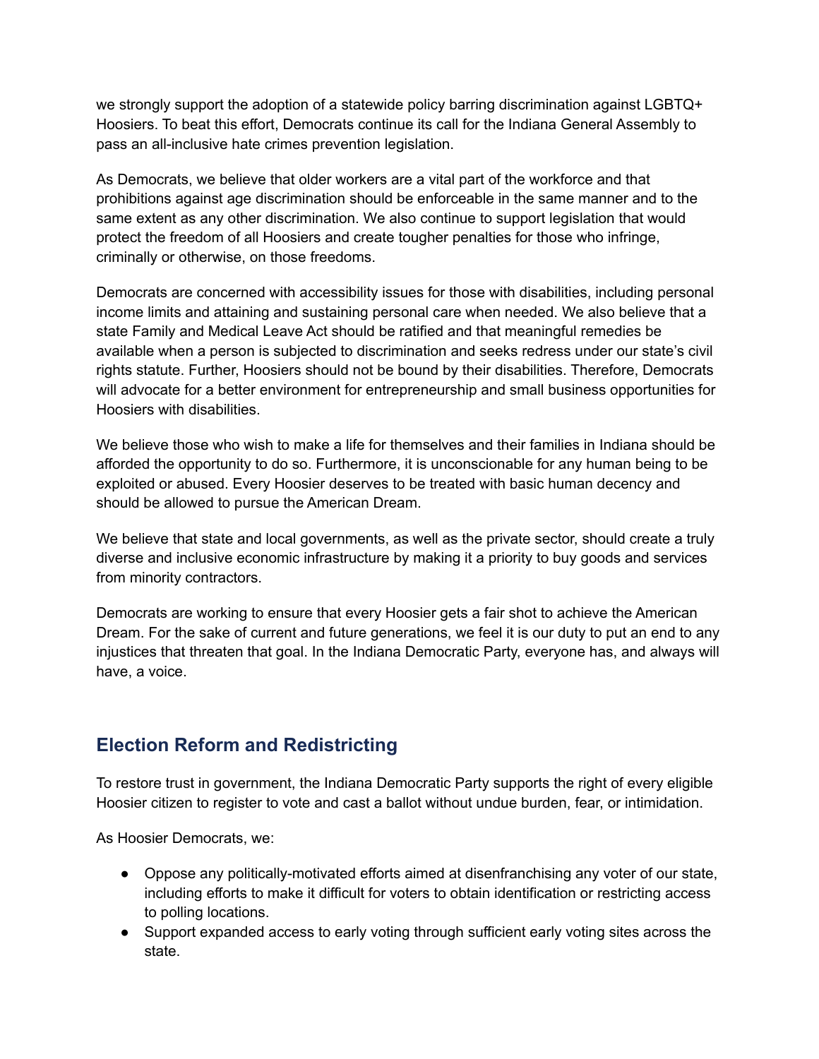we strongly support the adoption of a statewide policy barring discrimination against LGBTQ+ Hoosiers. To beat this effort, Democrats continue its call for the Indiana General Assembly to pass an all-inclusive hate crimes prevention legislation.

As Democrats, we believe that older workers are a vital part of the workforce and that prohibitions against age discrimination should be enforceable in the same manner and to the same extent as any other discrimination. We also continue to support legislation that would protect the freedom of all Hoosiers and create tougher penalties for those who infringe, criminally or otherwise, on those freedoms.

Democrats are concerned with accessibility issues for those with disabilities, including personal income limits and attaining and sustaining personal care when needed. We also believe that a state Family and Medical Leave Act should be ratified and that meaningful remedies be available when a person is subjected to discrimination and seeks redress under our state's civil rights statute. Further, Hoosiers should not be bound by their disabilities. Therefore, Democrats will advocate for a better environment for entrepreneurship and small business opportunities for Hoosiers with disabilities.

We believe those who wish to make a life for themselves and their families in Indiana should be afforded the opportunity to do so. Furthermore, it is unconscionable for any human being to be exploited or abused. Every Hoosier deserves to be treated with basic human decency and should be allowed to pursue the American Dream.

We believe that state and local governments, as well as the private sector, should create a truly diverse and inclusive economic infrastructure by making it a priority to buy goods and services from minority contractors.

Democrats are working to ensure that every Hoosier gets a fair shot to achieve the American Dream. For the sake of current and future generations, we feel it is our duty to put an end to any injustices that threaten that goal. In the Indiana Democratic Party, everyone has, and always will have, a voice.

## Election Reform and Redistricting

To restore trust in government, the Indiana Democratic Party supports the right of every eligible Hoosier citizen to register to vote and cast a ballot without undue burden, fear, or intimidation.

As Hoosier Democrats, we:

- Oppose any politically-motivated efforts aimed at disenfranchising any voter of our state, including efforts to make it difficult for voters to obtain identification or restricting access to polling locations.
- Support expanded access to early voting through sufficient early voting sites across the state.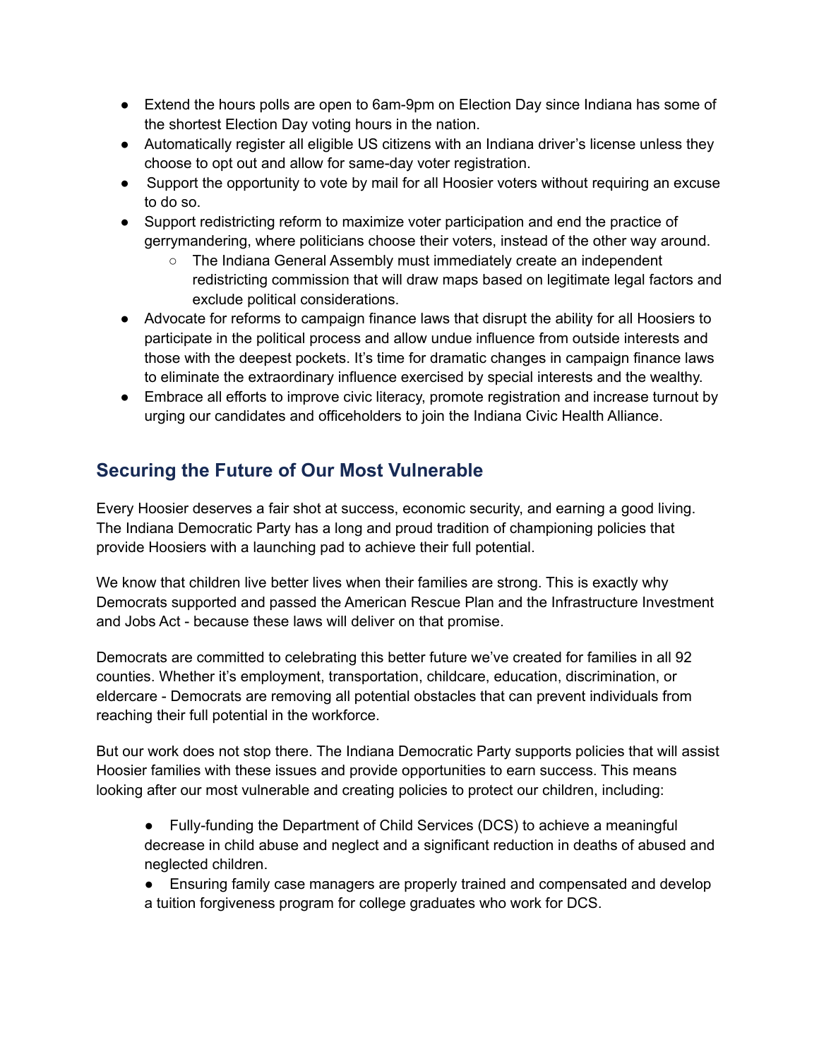- Extend the hours polls are open to 6am-9pm on Election Day since Indiana has some of the shortest Election Day voting hours in the nation.
- Automatically register all eligible US citizens with an Indiana driver's license unless they choose to opt out and allow for same-day voter registration.
- Support the opportunity to vote by mail for all Hoosier voters without requiring an excuse to do so.
- Support redistricting reform to maximize voter participation and end the practice of gerrymandering, where politicians choose their voters, instead of the other way around.
  - The Indiana General Assembly must immediately create an independent redistricting commission that will draw maps based on legitimate legal factors and exclude political considerations.
- Advocate for reforms to campaign finance laws that disrupt the ability for all Hoosiers to participate in the political process and allow undue influence from outside interests and those with the deepest pockets. It's time for dramatic changes in campaign finance laws to eliminate the extraordinary influence exercised by special interests and the wealthy.
- Embrace all efforts to improve civic literacy, promote registration and increase turnout by urging our candidates and officeholders to join the Indiana Civic Health Alliance.

## Securing the Future of Our Most Vulnerable

Every Hoosier deserves a fair shot at success, economic security, and earning a good living. The Indiana Democratic Party has a long and proud tradition of championing policies that provide Hoosiers with a launching pad to achieve their full potential.

We know that children live better lives when their families are strong. This is exactly why Democrats supported and passed the American Rescue Plan and the Infrastructure Investment and Jobs Act - because these laws will deliver on that promise.

Democrats are committed to celebrating this better future we've created for families in all 92 counties. Whether it's employment, transportation, childcare, education, discrimination, or eldercare - Democrats are removing all potential obstacles that can prevent individuals from reaching their full potential in the workforce.

But our work does not stop there. The Indiana Democratic Party supports policies that will assist Hoosier families with these issues and provide opportunities to earn success. This means looking after our most vulnerable and creating policies to protect our children, including:

- Fully-funding the Department of Child Services (DCS) to achieve a meaningful decrease in child abuse and neglect and a significant reduction in deaths of abused and neglected children.
- Ensuring family case managers are properly trained and compensated and develop a tuition forgiveness program for college graduates who work for DCS.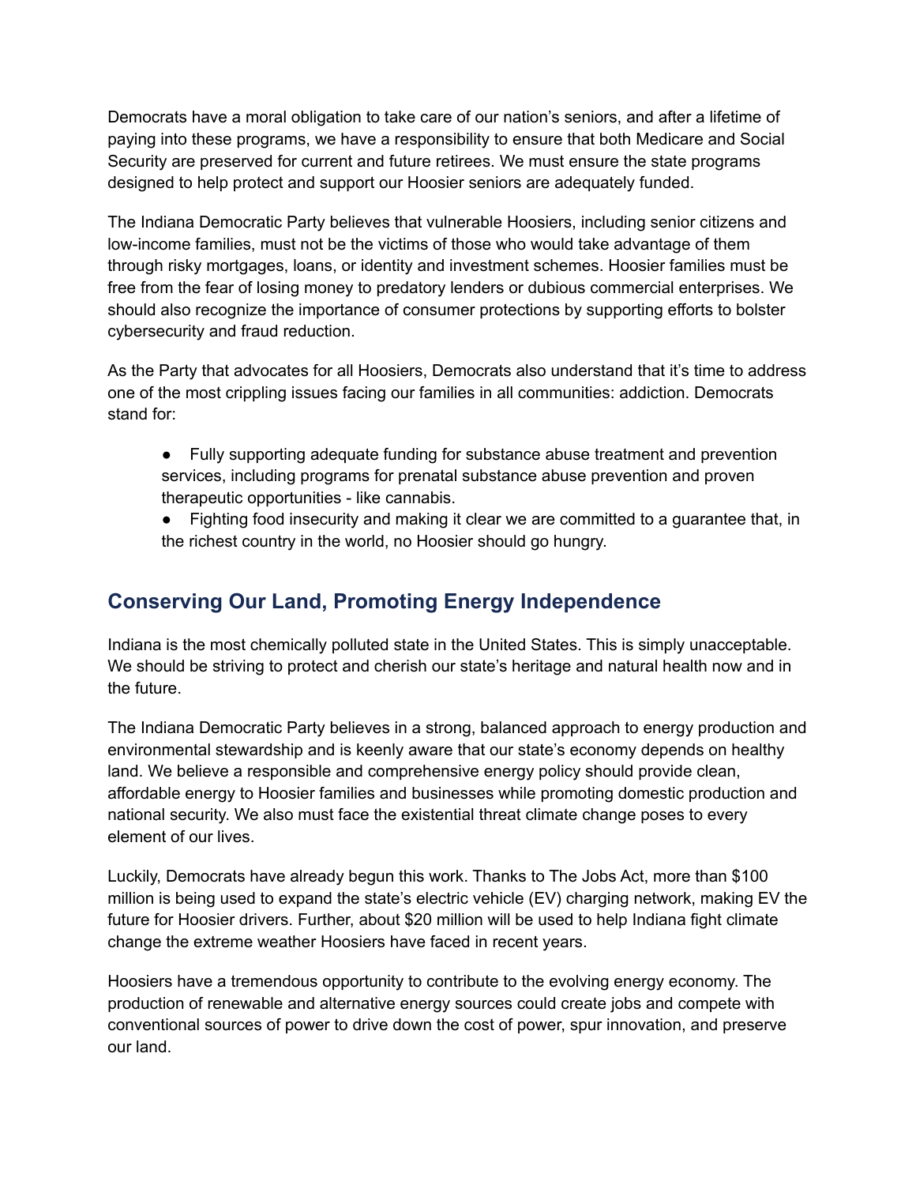Democrats have a moral obligation to take care of our nation's seniors, and after a lifetime of paying into these programs, we have a responsibility to ensure that both Medicare and Social Security are preserved for current and future retirees. We must ensure the state programs designed to help protect and support our Hoosier seniors are adequately funded.

The Indiana Democratic Party believes that vulnerable Hoosiers, including senior citizens and low-income families, must not be the victims of those who would take advantage of them through risky mortgages, loans, or identity and investment schemes. Hoosier families must be free from the fear of losing money to predatory lenders or dubious commercial enterprises. We should also recognize the importance of consumer protections by supporting efforts to bolster cybersecurity and fraud reduction.

As the Party that advocates for all Hoosiers, Democrats also understand that it's time to address one of the most crippling issues facing our families in all communities: addiction. Democrats stand for:

- Fully supporting adequate funding for substance abuse treatment and prevention services, including programs for prenatal substance abuse prevention and proven therapeutic opportunities - like cannabis.
- Fighting food insecurity and making it clear we are committed to a guarantee that, in the richest country in the world, no Hoosier should go hungry.

## Conserving Our Land, Promoting Energy Independence

Indiana is the most chemically polluted state in the United States. This is simply unacceptable. We should be striving to protect and cherish our state's heritage and natural health now and in the future.

The Indiana Democratic Party believes in a strong, balanced approach to energy production and environmental stewardship and is keenly aware that our state's economy depends on healthy land. We believe a responsible and comprehensive energy policy should provide clean, affordable energy to Hoosier families and businesses while promoting domestic production and national security. We also must face the existential threat climate change poses to every element of our lives.

Luckily, Democrats have already begun this work. Thanks to The Jobs Act, more than $100 million is being used to expand the state's electric vehicle (EV) charging network, making EV the future for Hoosier drivers. Further, about $20 million will be used to help Indiana fight climate change the extreme weather Hoosiers have faced in recent years.

Hoosiers have a tremendous opportunity to contribute to the evolving energy economy. The production of renewable and alternative energy sources could create jobs and compete with conventional sources of power to drive down the cost of power, spur innovation, and preserve our land.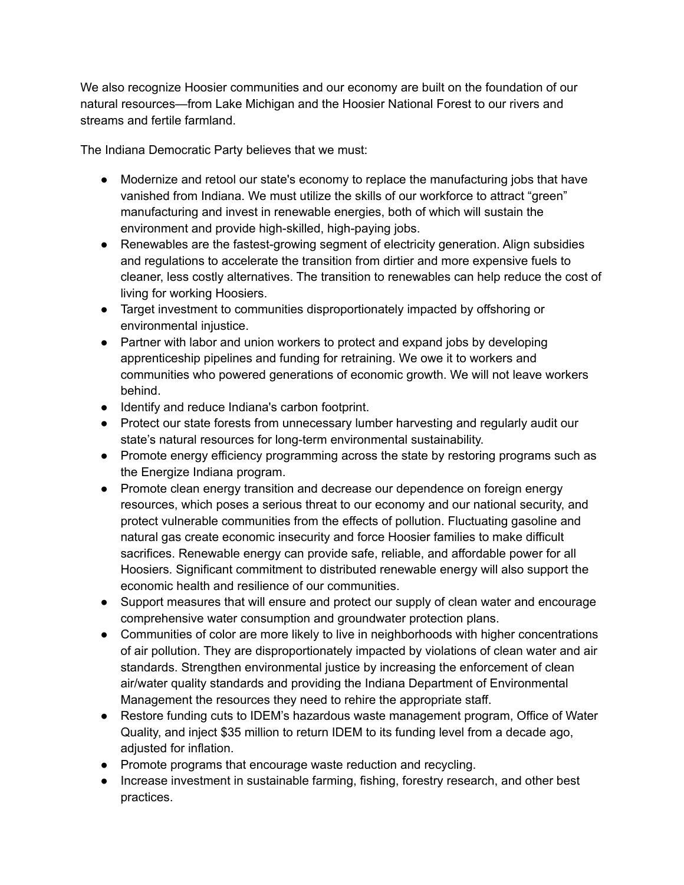We also recognize Hoosier communities and our economy are built on the foundation of our natural resources—from Lake Michigan and the Hoosier National Forest to our rivers and streams and fertile farmland.

The Indiana Democratic Party believes that we must:

- Modernize and retool our state's economy to replace the manufacturing jobs that have vanished from Indiana. We must utilize the skills of our workforce to attract "green" manufacturing and invest in renewable energies, both of which will sustain the environment and provide high-skilled, high-paying jobs.
- Renewables are the fastest-growing segment of electricity generation. Align subsidies and regulations to accelerate the transition from dirtier and more expensive fuels to cleaner, less costly alternatives. The transition to renewables can help reduce the cost of living for working Hoosiers.
- Target investment to communities disproportionately impacted by offshoring or environmental injustice.
- Partner with labor and union workers to protect and expand jobs by developing apprenticeship pipelines and funding for retraining. We owe it to workers and communities who powered generations of economic growth. We will not leave workers behind.
- Identify and reduce Indiana's carbon footprint.
- Protect our state forests from unnecessary lumber harvesting and regularly audit our state's natural resources for long-term environmental sustainability.
- Promote energy efficiency programming across the state by restoring programs such as the Energize Indiana program.
- Promote clean energy transition and decrease our dependence on foreign energy resources, which poses a serious threat to our economy and our national security, and protect vulnerable communities from the effects of pollution. Fluctuating gasoline and natural gas create economic insecurity and force Hoosier families to make difficult sacrifices. Renewable energy can provide safe, reliable, and affordable power for all Hoosiers. Significant commitment to distributed renewable energy will also support the economic health and resilience of our communities.
- Support measures that will ensure and protect our supply of clean water and encourage comprehensive water consumption and groundwater protection plans.
- Communities of color are more likely to live in neighborhoods with higher concentrations of air pollution. They are disproportionately impacted by violations of clean water and air standards. Strengthen environmental justice by increasing the enforcement of clean air/water quality standards and providing the Indiana Department of Environmental Management the resources they need to rehire the appropriate staff.
- Restore funding cuts to IDEM's hazardous waste management program, Office of Water Quality, and inject $35 million to return IDEM to its funding level from a decade ago, adjusted for inflation.
- Promote programs that encourage waste reduction and recycling.
- Increase investment in sustainable farming, fishing, forestry research, and other best practices.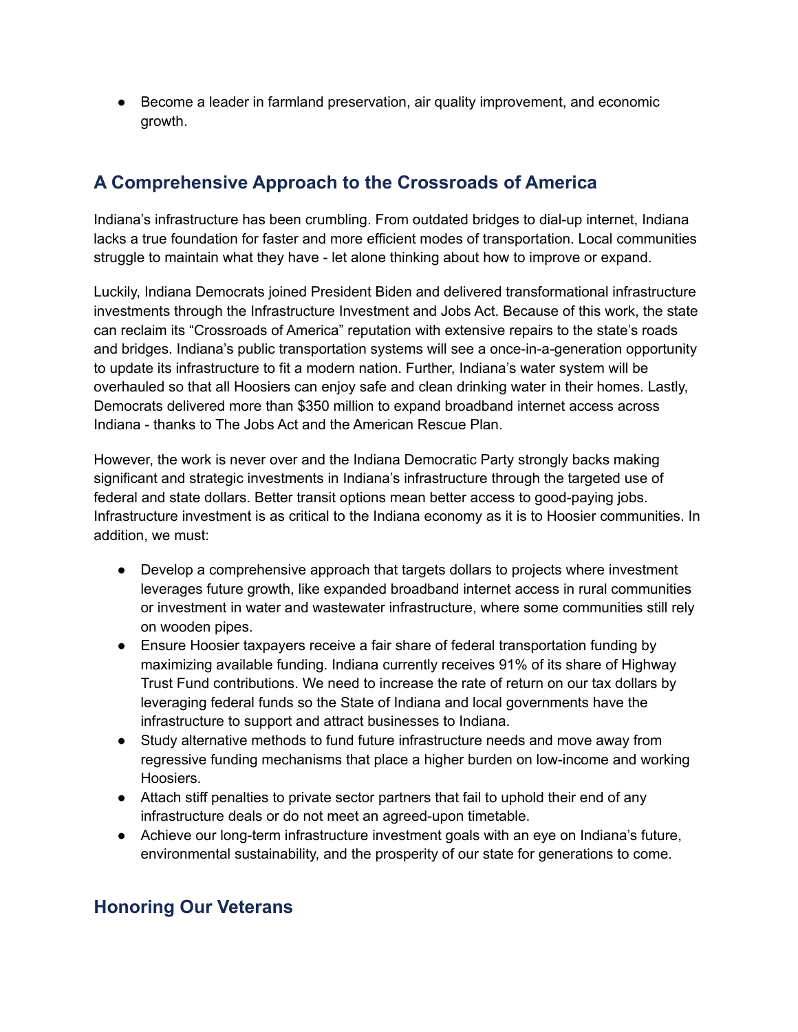- Become a leader in farmland preservation, air quality improvement, and economic growth.

## A Comprehensive Approach to the Crossroads of America

Indiana's infrastructure has been crumbling. From outdated bridges to dial-up internet, Indiana lacks a true foundation for faster and more efficient modes of transportation. Local communities struggle to maintain what they have - let alone thinking about how to improve or expand.

Luckily, Indiana Democrats joined President Biden and delivered transformational infrastructure investments through the Infrastructure Investment and Jobs Act. Because of this work, the state can reclaim its "Crossroads of America" reputation with extensive repairs to the state's roads and bridges. Indiana's public transportation systems will see a once-in-a-generation opportunity to update its infrastructure to fit a modern nation. Further, Indiana's water system will be overhauled so that all Hoosiers can enjoy safe and clean drinking water in their homes. Lastly, Democrats delivered more than $350 million to expand broadband internet access across Indiana - thanks to The Jobs Act and the American Rescue Plan.

However, the work is never over and the Indiana Democratic Party strongly backs making significant and strategic investments in Indiana's infrastructure through the targeted use of federal and state dollars. Better transit options mean better access to good-paying jobs. Infrastructure investment is as critical to the Indiana economy as it is to Hoosier communities. In addition, we must:

- Develop a comprehensive approach that targets dollars to projects where investment leverages future growth, like expanded broadband internet access in rural communities or investment in water and wastewater infrastructure, where some communities still rely on wooden pipes.
- Ensure Hoosier taxpayers receive a fair share of federal transportation funding by maximizing available funding. Indiana currently receives 91% of its share of Highway Trust Fund contributions. We need to increase the rate of return on our tax dollars by leveraging federal funds so the State of Indiana and local governments have the infrastructure to support and attract businesses to Indiana.
- Study alternative methods to fund future infrastructure needs and move away from regressive funding mechanisms that place a higher burden on low-income and working Hoosiers.
- Attach stiff penalties to private sector partners that fail to uphold their end of any infrastructure deals or do not meet an agreed-upon timetable.
- Achieve our long-term infrastructure investment goals with an eye on Indiana's future, environmental sustainability, and the prosperity of our state for generations to come.

## Honoring Our Veterans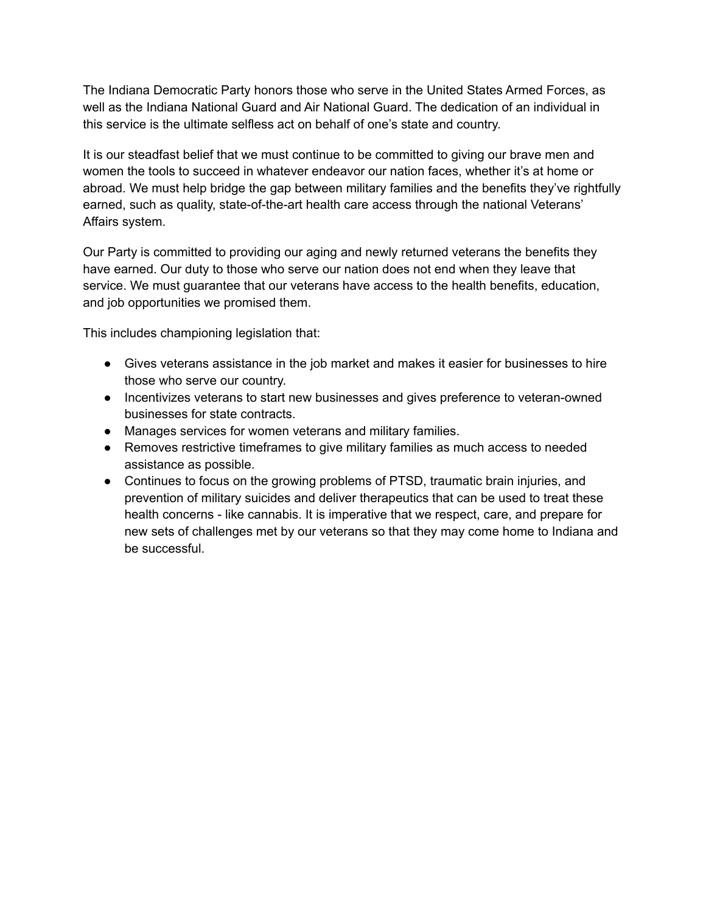The Indiana Democratic Party honors those who serve in the United States Armed Forces, as well as the Indiana National Guard and Air National Guard. The dedication of an individual in this service is the ultimate selfless act on behalf of one's state and country.

It is our steadfast belief that we must continue to be committed to giving our brave men and women the tools to succeed in whatever endeavor our nation faces, whether it's at home or abroad. We must help bridge the gap between military families and the benefits they've rightfully earned, such as quality, state-of-the-art health care access through the national Veterans' Affairs system.

Our Party is committed to providing our aging and newly returned veterans the benefits they have earned. Our duty to those who serve our nation does not end when they leave that service. We must guarantee that our veterans have access to the health benefits, education, and job opportunities we promised them.

This includes championing legislation that:

- Gives veterans assistance in the job market and makes it easier for businesses to hire those who serve our country.
- Incentivizes veterans to start new businesses and gives preference to veteran-owned businesses for state contracts.
- Manages services for women veterans and military families.
- Removes restrictive timeframes to give military families as much access to needed assistance as possible.
- Continues to focus on the growing problems of PTSD, traumatic brain injuries, and prevention of military suicides and deliver therapeutics that can be used to treat these health concerns - like cannabis. It is imperative that we respect, care, and prepare for new sets of challenges met by our veterans so that they may come home to Indiana and be successful.